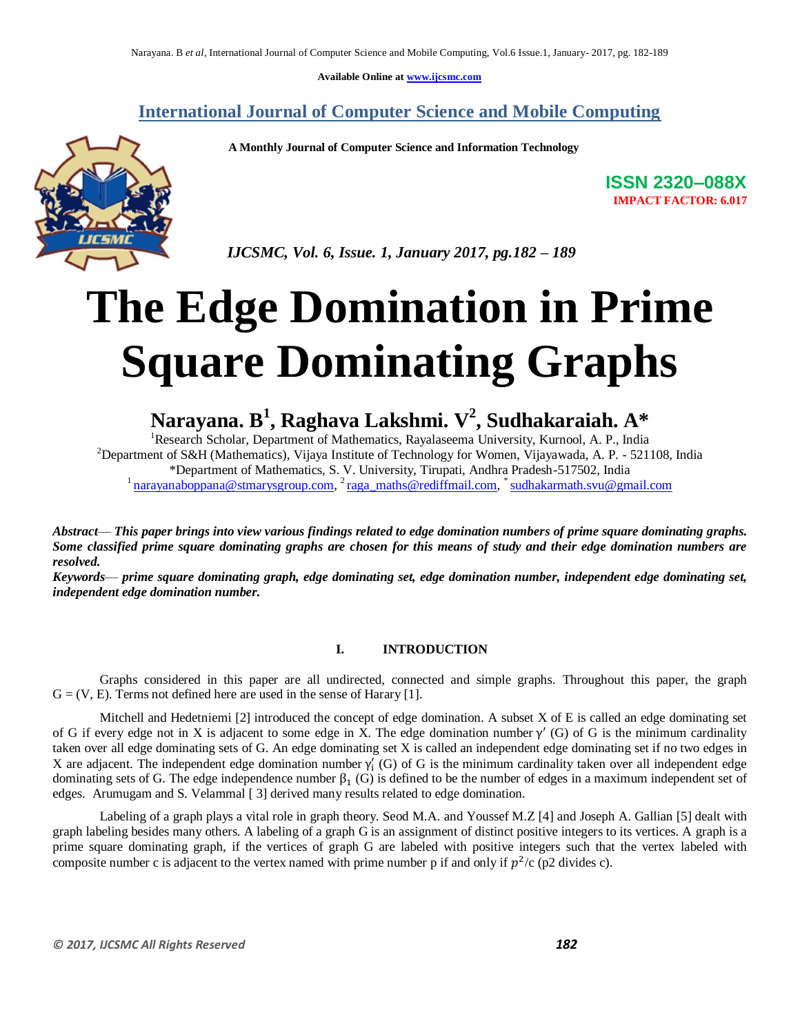Available Online at www.ijcsmc.com

# International Journal of Computer Science and Mobile Computing

**A Monthly Journal of Computer Science and Information Technology**

**ISSN 2320–088X**

**IMPACT FACTOR: 6.017**

*IJCSMC, Vol. 6, Issue. 1, January 2017, pg.182 – 189*

# The Edge Domination in Prime Square Dominating Graphs

**Narayana. B[1], Raghava Lakshmi. V[2], Sudhakaraiah. A***

[1]Research Scholar, Department of Mathematics, Rayalaseema University, Kurnool, A. P., India
[2]Department of S&H (Mathematics), Vijaya Institute of Technology for Women, Vijayawada, A. P. - 521108, India
*Department of Mathematics, S. V. University, Tirupati, Andhra Pradesh-517502, India
[1] narayanaboppana@stmarysgroup.com, [2] raga_maths@rediffmail.com, * sudhakarmath.svu@gmail.com

***Abstract***— ***This paper brings into view various findings related to edge domination numbers of prime square dominating graphs. Some classified prime square dominating graphs are chosen for this means of study and their edge domination numbers are resolved.***

***Keywords***— ***prime square dominating graph, edge dominating set, edge domination number, independent edge dominating set, independent edge domination number.***

## I. INTRODUCTION

Graphs considered in this paper are all undirected, connected and simple graphs. Throughout this paper, the graph G = (V, E). Terms not defined here are used in the sense of Harary [1].

Mitchell and Hedetniemi [2] introduced the concept of edge domination. A subset X of E is called an edge dominating set of G if every edge not in X is adjacent to some edge in X. The edge domination number $\gamma'$ (G) of G is the minimum cardinality taken over all edge dominating sets of G. An edge dominating set X is called an independent edge dominating set if no two edges in X are adjacent. The independent edge domination number $\gamma'_i$ (G) of G is the minimum cardinality taken over all independent edge dominating sets of G. The edge independence number $\beta_1$ (G) is defined to be the number of edges in a maximum independent set of edges. Arumugam and S. Velammal [ 3] derived many results related to edge domination.

Labeling of a graph plays a vital role in graph theory. Seod M.A. and Youssef M.Z [4] and Joseph A. Gallian [5] dealt with graph labeling besides many others. A labeling of a graph G is an assignment of distinct positive integers to its vertices. A graph is a prime square dominating graph, if the vertices of graph G are labeled with positive integers such that the vertex labeled with composite number c is adjacent to the vertex named with prime number p if and only if $p^2$/c (p2 divides c).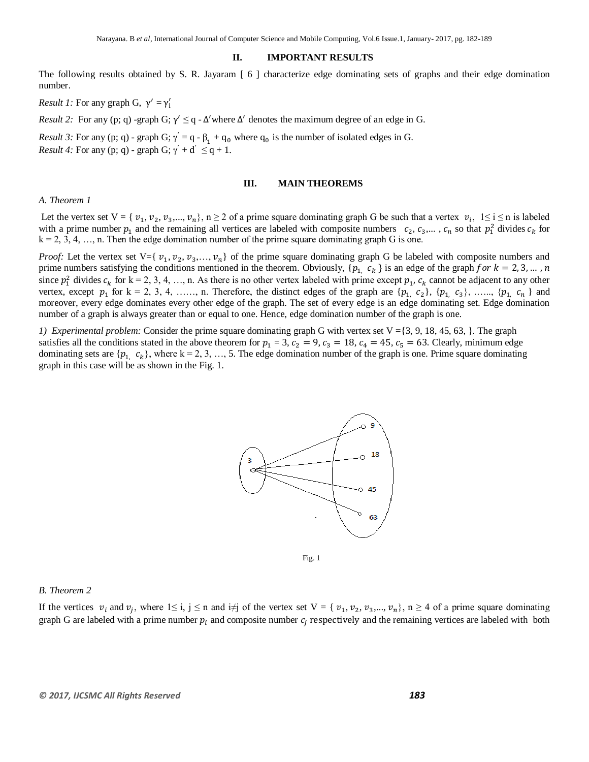## II. IMPORTANT RESULTS

The following results obtained by S. R. Jayaram [ 6 ] characterize edge dominating sets of graphs and their edge domination number.

*Result 1:* For any graph G, $\gamma' = \gamma'_i$

*Result 2:* For any (p; q) -graph G; $\gamma' \leq q - \Delta'$ where $\Delta'$ denotes the maximum degree of an edge in G.

*Result 3:* For any (p; q) - graph G; $\gamma' = q - \beta_1 + q_0$ where $q_0$ is the number of isolated edges in G.

*Result 4:* For any (p; q) - graph G; $\gamma' + d' \leq q + 1$.

## III. MAIN THEOREMS

### *A. Theorem 1*

Let the vertex set V = { $v_1, v_2, v_3,..., v_n$}, n ≥ 2 of a prime square dominating graph G be such that a vertex $v_i$, 1≤ i ≤ n is labeled with a prime number $p_1$ and the remaining all vertices are labeled with composite numbers $c_2, c_3,... , c_n$ so that $p_1^2$ divides $c_k$ for k = 2, 3, 4, …, n. Then the edge domination number of the prime square dominating graph G is one.

*Proof:* Let the vertex set V={ $v_1, v_2, v_3,…, v_n$} of the prime square dominating graph G be labeled with composite numbers and prime numbers satisfying the conditions mentioned in the theorem. Obviously, {$p_1, c_k$ } is an edge of the graph $for\ k = 2, 3, ... , n$ since $p_1^2$ divides $c_k$ for k = 2, 3, 4, …, n. As there is no other vertex labeled with prime except $p_1$, $c_k$ cannot be adjacent to any other vertex, except $p_1$ for k = 2, 3, 4, ……, n. Therefore, the distinct edges of the graph are {$p_1, c_2$}, {$p_1, c_3$}, ….., {$p_1, c_n$ } and moreover, every edge dominates every other edge of the graph. The set of every edge is an edge dominating set. Edge domination number of a graph is always greater than or equal to one. Hence, edge domination number of the graph is one.

*1) Experimental problem:* Consider the prime square dominating graph G with vertex set V ={3, 9, 18, 45, 63, }. The graph satisfies all the conditions stated in the above theorem for $p_1 = 3$, $c_2 = 9$, $c_3 = 18$, $c_4 = 45$, $c_5 = 63$. Clearly, minimum edge dominating sets are {$p_1, c_k$}, where k = 2, 3, …, 5. The edge domination number of the graph is one. Prime square dominating graph in this case will be as shown in the Fig. 1.

Fig. 1

### *B. Theorem 2*

If the vertices $v_i$ and $v_j$, where 1≤ i, j ≤ n and i≠j of the vertex set V = { $v_1, v_2, v_3,..., v_n$}, n ≥ 4 of a prime square dominating graph G are labeled with a prime number $p_i$ and composite number $c_j$ respectively and the remaining vertices are labeled with both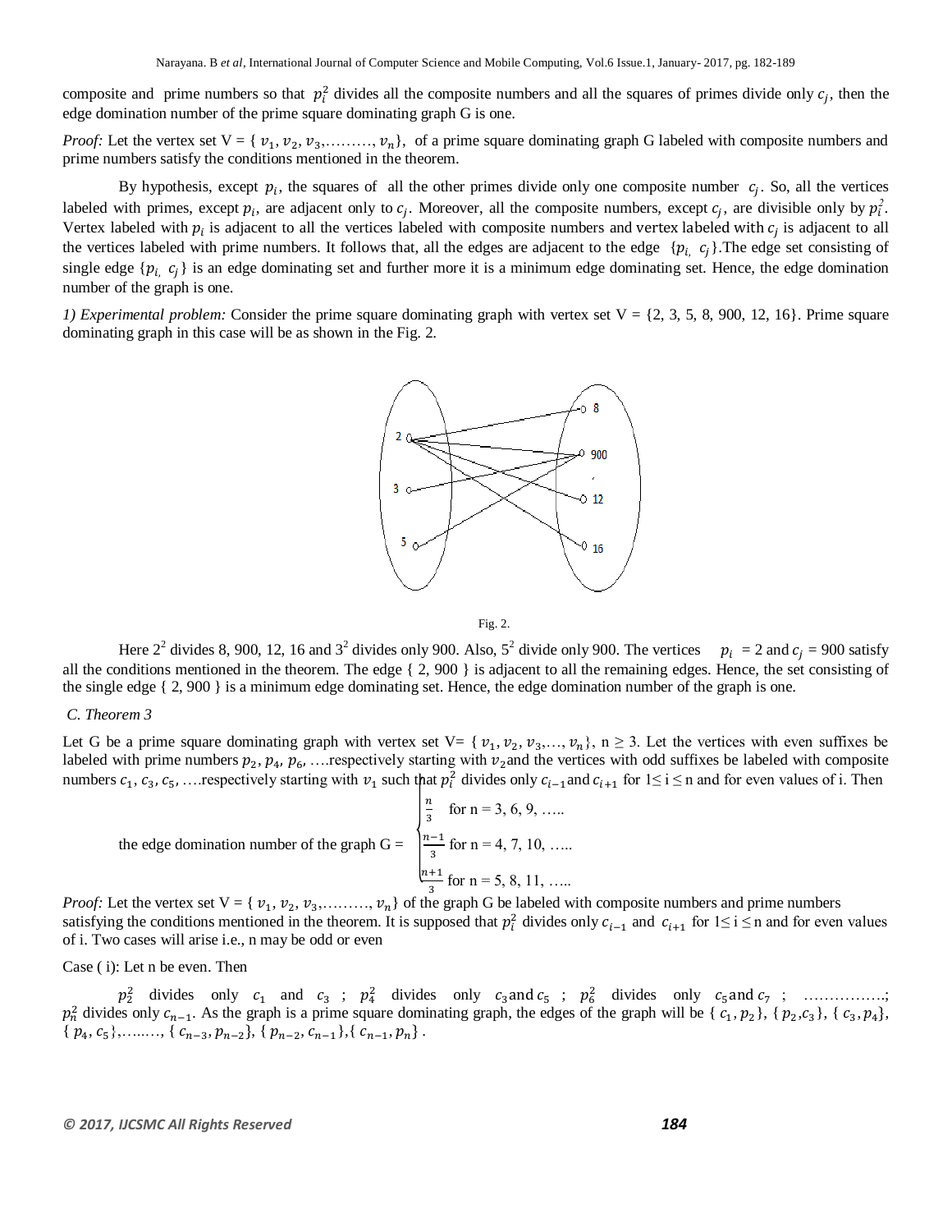composite and prime numbers so that $p_i^2$ divides all the composite numbers and all the squares of primes divide only $c_j$, then the edge domination number of the prime square dominating graph G is one.

*Proof:* Let the vertex set V = { $v_1, v_2, v_3, \ldots\ldots\ldots, v_n$}, of a prime square dominating graph G labeled with composite numbers and prime numbers satisfy the conditions mentioned in the theorem.

By hypothesis, except $p_i$, the squares of all the other primes divide only one composite number $c_j$. So, all the vertices labeled with primes, except $p_i$, are adjacent only to $c_j$. Moreover, all the composite numbers, except $c_j$, are divisible only by $p_i^2$. Vertex labeled with $p_i$ is adjacent to all the vertices labeled with composite numbers and vertex labeled with $c_j$ is adjacent to all the vertices labeled with prime numbers. It follows that, all the edges are adjacent to the edge {$p_i, c_j$}.The edge set consisting of single edge {$p_i, c_j$} is an edge dominating set and further more it is a minimum edge dominating set. Hence, the edge domination number of the graph is one.

*1) Experimental problem:* Consider the prime square dominating graph with vertex set V = {2, 3, 5, 8, 900, 12, 16}. Prime square dominating graph in this case will be as shown in the Fig. 2.

Fig. 2.

Here $2^2$ divides 8, 900, 12, 16 and $3^2$ divides only 900. Also, $5^2$ divide only 900. The vertices $p_i = 2$ and $c_j = 900$ satisfy all the conditions mentioned in the theorem. The edge { 2, 900 } is adjacent to all the remaining edges. Hence, the set consisting of the single edge { 2, 900 } is a minimum edge dominating set. Hence, the edge domination number of the graph is one.

### *C. Theorem 3*

Let G be a prime square dominating graph with vertex set V= { $v_1, v_2, v_3, \ldots, v_n$}, n ≥ 3. Let the vertices with even suffixes be labeled with prime numbers $p_2, p_4, p_6, \ldots$.respectively starting with $v_2$ and the vertices with odd suffixes be labeled with composite numbers $c_1, c_3, c_5, \ldots$.respectively starting with $v_1$ such that $p_i^2$ divides only $c_{i-1}$ and $c_{i+1}$ for $1 \le i \le n$ and for even values of i. Then

$$\text{the edge domination number of the graph G} = \begin{cases} \frac{n}{3} & \text{for n = 3, 6, 9, …..} \\ \frac{n-1}{3} & \text{for n = 4, 7, 10, …..} \\ \frac{n+1}{3} & \text{for n = 5, 8, 11, …..} \end{cases}$$

*Proof:* Let the vertex set V = { $v_1, v_2, v_3, \ldots\ldots\ldots, v_n$} of the graph G be labeled with composite numbers and prime numbers satisfying the conditions mentioned in the theorem. It is supposed that $p_i^2$ divides only $c_{i-1}$ and $c_{i+1}$ for $1 \le i \le n$ and for even values of i. Two cases will arise i.e., n may be odd or even

Case ( i): Let n be even. Then

$p_2^2$ divides only $c_1$ and $c_3$ ; $p_4^2$ divides only $c_3$ and $c_5$ ; $p_6^2$ divides only $c_5$ and $c_7$ ; …………….; $p_n^2$ divides only $c_{n-1}$. As the graph is a prime square dominating graph, the edges of the graph will be { $c_1, p_2$}, { $p_2, c_3$}, { $c_3, p_4$}, { $p_4, c_5$},……..., { $c_{n-3}, p_{n-2}$}, { $p_{n-2}, c_{n-1}$},{ $c_{n-1}, p_n$} .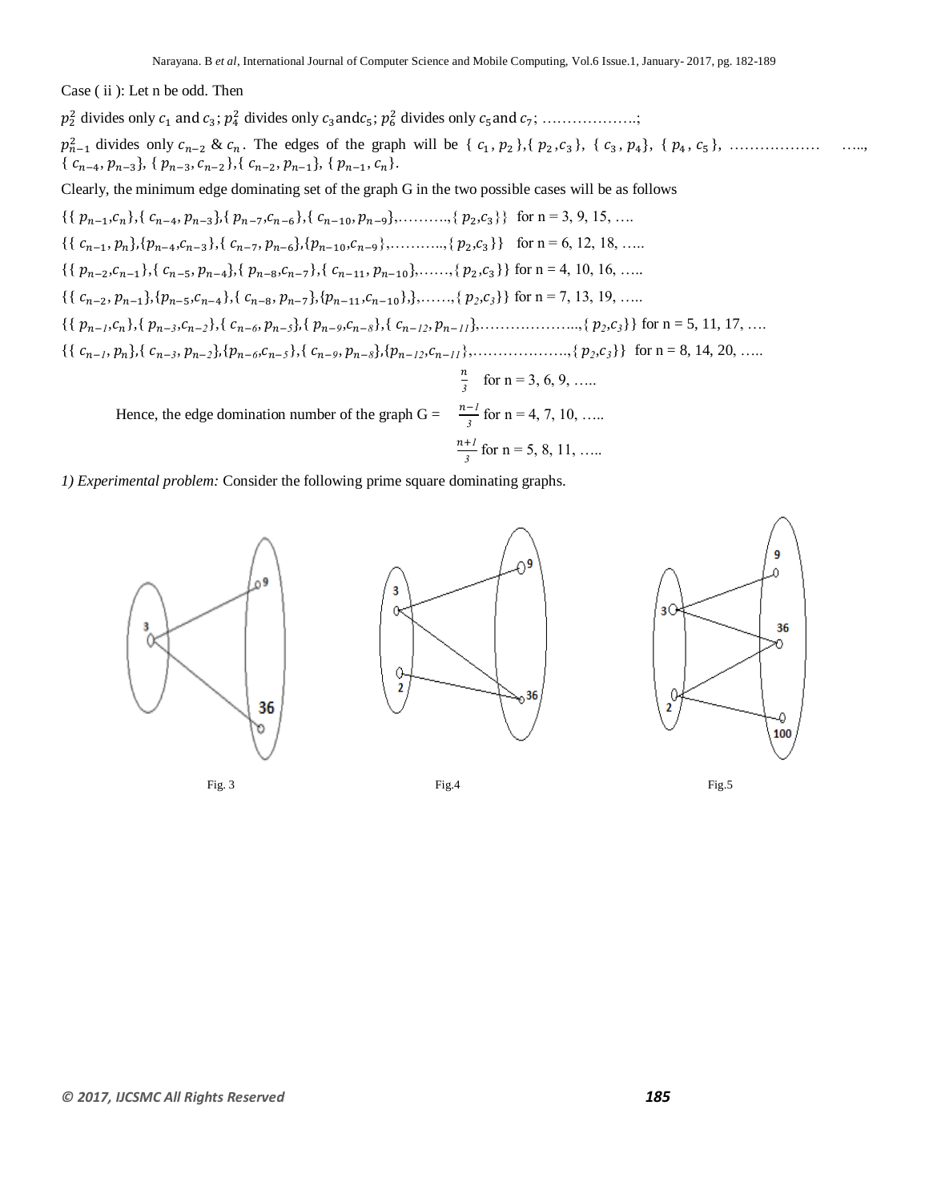Case ( ii ): Let n be odd. Then

$p_2^2$ divides only $c_1$ and $c_3$; $p_4^2$ divides only $c_3$ and $c_5$; $p_6^2$ divides only $c_5$ and $c_7$; ……………….;

$p_{n-1}^2$ divides only $c_{n-2}$ & $c_n$. The edges of the graph will be { $c_1, p_2$ },{ $p_2, c_3$ }, { $c_3, p_4$ }, { $p_4, c_5$ }, ……………… ….., { $c_{n-4}, p_{n-3}$ }, { $p_{n-3}, c_{n-2}$ },{ $c_{n-2}, p_{n-1}$ }, { $p_{n-1}, c_n$ }.

Clearly, the minimum edge dominating set of the graph G in the two possible cases will be as follows

{{ $p_{n-1}, c_n$ },{ $c_{n-4}, p_{n-3}$ },{ $p_{n-7}, c_{n-6}$ },{ $c_{n-10}, p_{n-9}$ },………..,{ $p_2, c_3$ }} for n = 3, 9, 15, ….

{{ $c_{n-1}, p_n$ },{ $p_{n-4}, c_{n-3}$ },{ $c_{n-7}, p_{n-6}$ },{ $p_{n-10}, c_{n-9}$ },………..,{ $p_2, c_3$ }} for n = 6, 12, 18, …..

{{ $p_{n-2}, c_{n-1}$ },{ $c_{n-5}, p_{n-4}$ },{ $p_{n-8}, c_{n-7}$ },{ $c_{n-11}, p_{n-10}$ },……,{ $p_2, c_3$ }} for n = 4, 10, 16, …..

{{ $c_{n-2}, p_{n-1}$ },{ $p_{n-5}, c_{n-4}$ },{ $c_{n-8}, p_{n-7}$ },{ $p_{n-11}, c_{n-10}$ },},……,{ $p_2, c_3$ }} for n = 7, 13, 19, …..

{{ $p_{n-1}, c_n$ },{ $p_{n-3}, c_{n-2}$ },{ $c_{n-6}, p_{n-5}$ },{ $p_{n-9}, c_{n-8}$ },{ $c_{n-12}, p_{n-11}$ },………………..,{ $p_2, c_3$ }} for n = 5, 11, 17, ….

{{ $c_{n-1}, p_n$ },{ $c_{n-3}, p_{n-2}$ },{ $p_{n-6}, c_{n-5}$ },{ $c_{n-9}, p_{n-8}$ },{ $p_{n-12}, c_{n-11}$ },……………….,{ $p_2, c_3$ }} for n = 8, 14, 20, …..

Hence, the edge domination number of the graph G = $\frac{n}{3}$ for n = 3, 6, 9, …..; $\frac{n-1}{3}$ for n = 4, 7, 10, …..; $\frac{n+1}{3}$ for n = 5, 8, 11, …..

*1) Experimental problem:* Consider the following prime square dominating graphs.

Fig. 3 Fig.4 Fig.5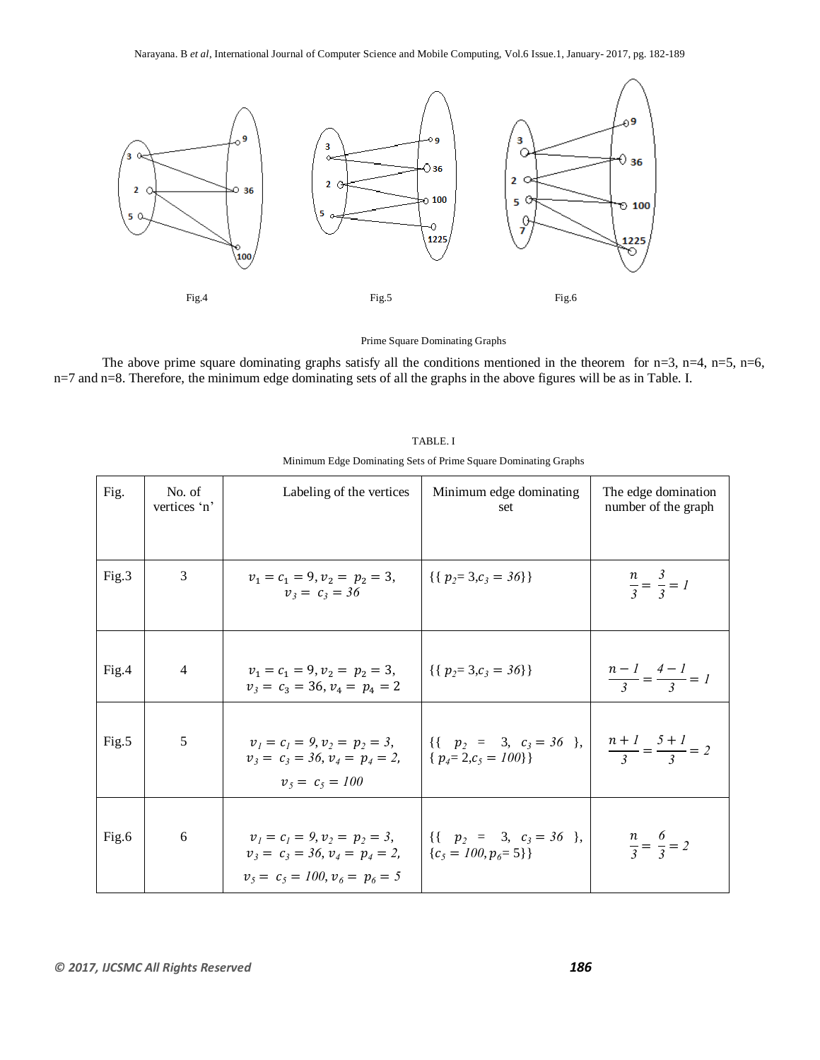Fig.4

Fig.5

Fig.6

Prime Square Dominating Graphs

The above prime square dominating graphs satisfy all the conditions mentioned in the theorem for n=3, n=4, n=5, n=6, n=7 and n=8. Therefore, the minimum edge dominating sets of all the graphs in the above figures will be as in Table. I.

TABLE. I

Minimum Edge Dominating Sets of Prime Square Dominating Graphs

| Fig. | No. of vertices 'n' | Labeling of the vertices | Minimum edge dominating set | The edge domination number of the graph |
|---|---|---|---|---|
| Fig.3 | 3 | $v_1 = c_1 = 9, v_2 = p_2 = 3,$ $v_3 = c_3 = 36$ | $\{\{p_2 = 3, c_3 = 36\}\}$ | $\frac{n}{3} = \frac{3}{3} = 1$ |
| Fig.4 | 4 | $v_1 = c_1 = 9, v_2 = p_2 = 3,$ $v_3 = c_3 = 36, v_4 = p_4 = 2$ | $\{\{p_2 = 3, c_3 = 36\}\}$ | $\frac{n-1}{3} = \frac{4-1}{3} = 1$ |
| Fig.5 | 5 | $v_1 = c_1 = 9, v_2 = p_2 = 3,$ $v_3 = c_3 = 36, v_4 = p_4 = 2,$ $v_5 = c_5 = 100$ | $\{\{p_2 = 3, c_3 = 36\},$ $\{p_4 = 2, c_5 = 100\}\}$ | $\frac{n+1}{3} = \frac{5+1}{3} = 2$ |
| Fig.6 | 6 | $v_1 = c_1 = 9, v_2 = p_2 = 3,$ $v_3 = c_3 = 36, v_4 = p_4 = 2,$ $v_5 = c_5 = 100, v_6 = p_6 = 5$ | $\{\{p_2 = 3, c_3 = 36\},$ $\{c_5 = 100, p_6 = 5\}\}$ | $\frac{n}{3} = \frac{6}{3} = 2$ |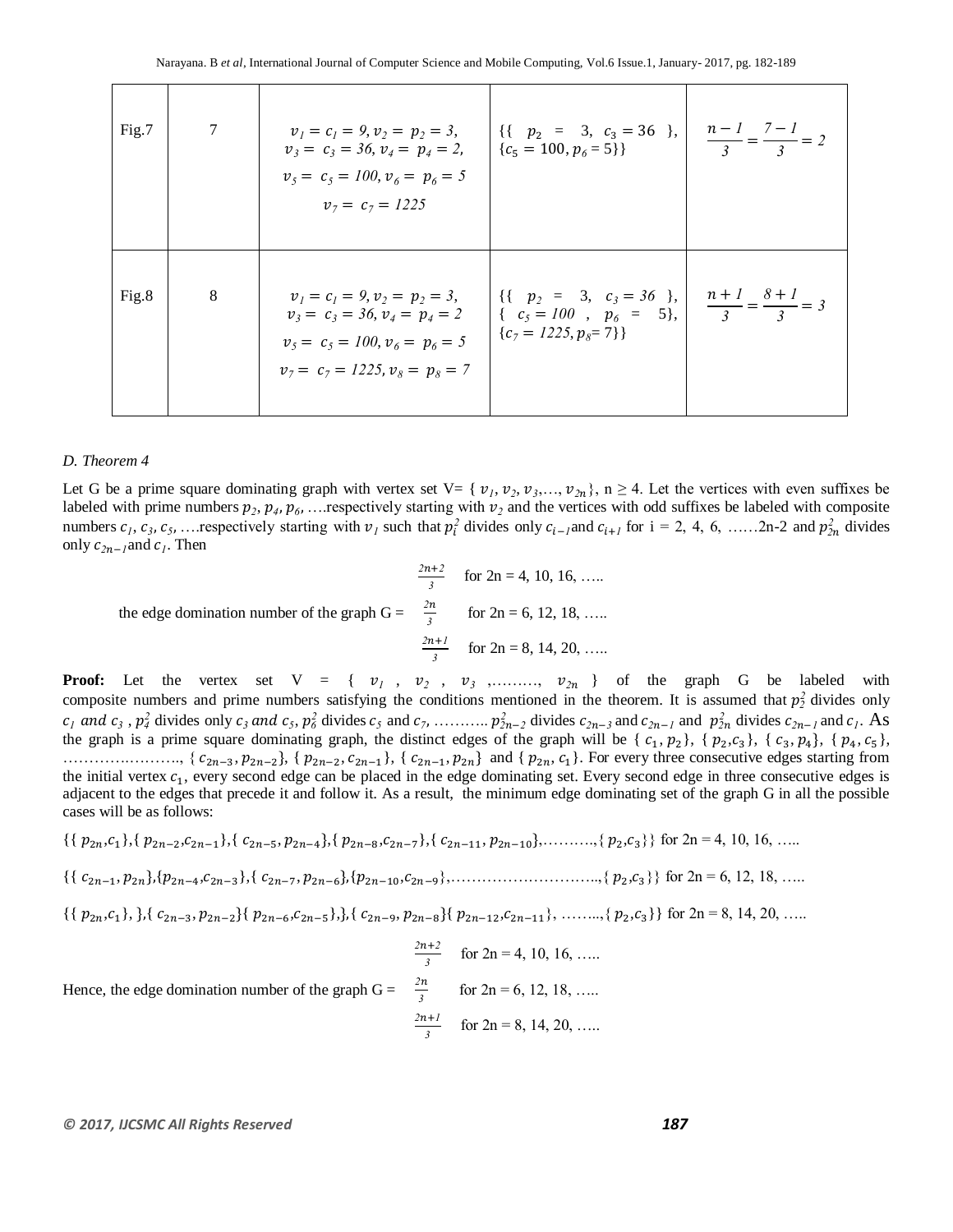| Fig.7 | 7 | $v_1 = c_1 = 9, v_2 = p_2 = 3,$ $v_3 = c_3 = 36, v_4 = p_4 = 2,$ $v_5 = c_5 = 100, v_6 = p_6 = 5$ $v_7 = c_7 = 1225$ | $\{\{p_2 = 3, c_3 = 36\}, \{c_5 = 100, p_6 = 5\}\}$ | $\frac{n-1}{3} = \frac{7-1}{3} = 2$ |
|---|---|---|---|---|
| Fig.8 | 8 | $v_1 = c_1 = 9, v_2 = p_2 = 3,$ $v_3 = c_3 = 36, v_4 = p_4 = 2$ $v_5 = c_5 = 100, v_6 = p_6 = 5$ $v_7 = c_7 = 1225, v_8 = p_8 = 7$ | $\{\{p_2 = 3, c_3 = 36\}, \{c_5 = 100, p_6 = 5\}, \{c_7 = 1225, p_8 = 7\}\}$ | $\frac{n+1}{3} = \frac{8+1}{3} = 3$ |

*D. Theorem 4*

Let G be a prime square dominating graph with vertex set V= { $v_1, v_2, v_3,\ldots, v_{2n}$}, n ≥ 4. Let the vertices with even suffixes be labeled with prime numbers $p_2, p_4, p_6, \ldots$respectively starting with $v_2$ and the vertices with odd suffixes be labeled with composite numbers $c_1, c_3, c_5, \ldots$respectively starting with $v_1$ such that $p_i^2$ divides only $c_{i-1}$and $c_{i+1}$ for i = 2, 4, 6, ……2n-2 and $p_{2n}^2$ divides only $c_{2n-1}$and $c_1$. Then

$$\text{the edge domination number of the graph G} = \begin{cases} \frac{2n+2}{3} & \text{for } 2n = 4, 10, 16, \ldots \\ \frac{2n}{3} & \text{for } 2n = 6, 12, 18, \ldots \\ \frac{2n+1}{3} & \text{for } 2n = 8, 14, 20, \ldots \end{cases}$$

**Proof:** Let the vertex set V = { $v_1$ , $v_2$ , $v_3$ ,………, $v_{2n}$ } of the graph G be labeled with composite numbers and prime numbers satisfying the conditions mentioned in the theorem. It is assumed that $p_2^2$ divides only $c_1$ *and* $c_3$ , $p_4^2$ divides only $c_3$ *and* $c_5$, $p_6^2$ divides $c_5$ and $c_7$, ……….. $p_{2n-2}^2$ divides $c_{2n-3}$ and $c_{2n-1}$ and $p_{2n}^2$ divides $c_{2n-1}$ and $c_1$. As the graph is a prime square dominating graph, the distinct edges of the graph will be { $c_1, p_2$}, { $p_2,c_3$}, { $c_3, p_4$}, { $p_4, c_5$}, …………………., { $c_{2n-3}, p_{2n-2}$}, { $p_{2n-2}, c_{2n-1}$}, { $c_{2n-1}, p_{2n}$} and { $p_{2n}, c_1$}. For every three consecutive edges starting from the initial vertex $c_1$, every second edge can be placed in the edge dominating set. Every second edge in three consecutive edges is adjacent to the edges that precede it and follow it. As a result, the minimum edge dominating set of the graph G in all the possible cases will be as follows:

{{ $p_{2n}$,$c_1$},{ $p_{2n-2}$,$c_{2n-1}$},{ $c_{2n-5}, p_{2n-4}$},{ $p_{2n-8}$,$c_{2n-7}$},{ $c_{2n-11}, p_{2n-10}$},……….,{ $p_2$,$c_3$}} for 2n = 4, 10, 16, …..

{{ $c_{2n-1}, p_{2n}$},{$p_{2n-4}$,$c_{2n-3}$},{ $c_{2n-7}, p_{2n-6}$},{$p_{2n-10}$,$c_{2n-9}$},………………………..,{ $p_2$,$c_3$}} for 2n = 6, 12, 18, …..

{{ $p_{2n}$,$c_1$}, },{ $c_{2n-3}, p_{2n-2}$}{ $p_{2n-6}$,$c_{2n-5}$},},{ $c_{2n-9}, p_{2n-8}$}{ $p_{2n-12}$,$c_{2n-11}$}, ……..,{ $p_2$,$c_3$}} for 2n = 8, 14, 20, …..

$$\text{Hence, the edge domination number of the graph G} = \begin{cases} \frac{2n+2}{3} & \text{for } 2n = 4, 10, 16, \ldots \\ \frac{2n}{3} & \text{for } 2n = 6, 12, 18, \ldots \\ \frac{2n+1}{3} & \text{for } 2n = 8, 14, 20, \ldots \end{cases}$$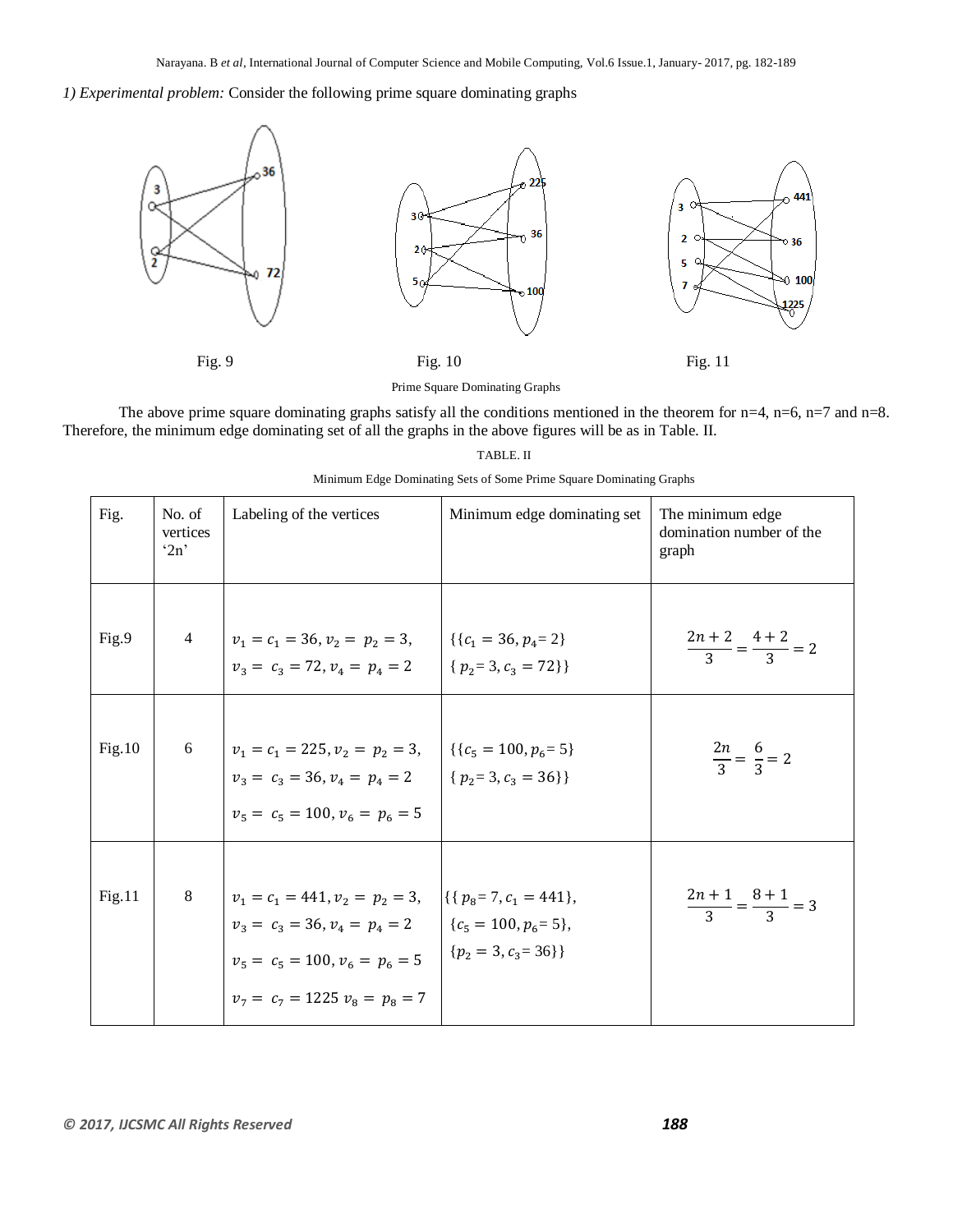*1) Experimental problem:* Consider the following prime square dominating graphs

Fig. 9

Fig. 10

Fig. 11

Prime Square Dominating Graphs

The above prime square dominating graphs satisfy all the conditions mentioned in the theorem for n=4, n=6, n=7 and n=8. Therefore, the minimum edge dominating set of all the graphs in the above figures will be as in Table. II.

TABLE. II

Minimum Edge Dominating Sets of Some Prime Square Dominating Graphs

| Fig. | No. of vertices '2n' | Labeling of the vertices | Minimum edge dominating set | The minimum edge domination number of the graph |
|---|---|---|---|---|
| Fig.9 | 4 | $v_1 = c_1 = 36, v_2 = p_2 = 3,$ $v_3 = c_3 = 72, v_4 = p_4 = 2$ | $\{\{c_1 = 36, p_4 = 2\}$ $\{p_2 = 3, c_3 = 72\}\}$ | $\frac{2n+2}{3} = \frac{4+2}{3} = 2$ |
| Fig.10 | 6 | $v_1 = c_1 = 225, v_2 = p_2 = 3,$ $v_3 = c_3 = 36, v_4 = p_4 = 2$ $v_5 = c_5 = 100, v_6 = p_6 = 5$ | $\{\{c_5 = 100, p_6 = 5\}$ $\{p_2 = 3, c_3 = 36\}\}$ | $\frac{2n}{3} = \frac{6}{3} = 2$ |
| Fig.11 | 8 | $v_1 = c_1 = 441, v_2 = p_2 = 3,$ $v_3 = c_3 = 36, v_4 = p_4 = 2$ $v_5 = c_5 = 100, v_6 = p_6 = 5$ $v_7 = c_7 = 1225\ v_8 = p_8 = 7$ | $\{\{p_8 = 7, c_1 = 441\},$ $\{c_5 = 100, p_6 = 5\},$ $\{p_2 = 3, c_3 = 36\}\}$ | $\frac{2n+1}{3} = \frac{8+1}{3} = 3$ |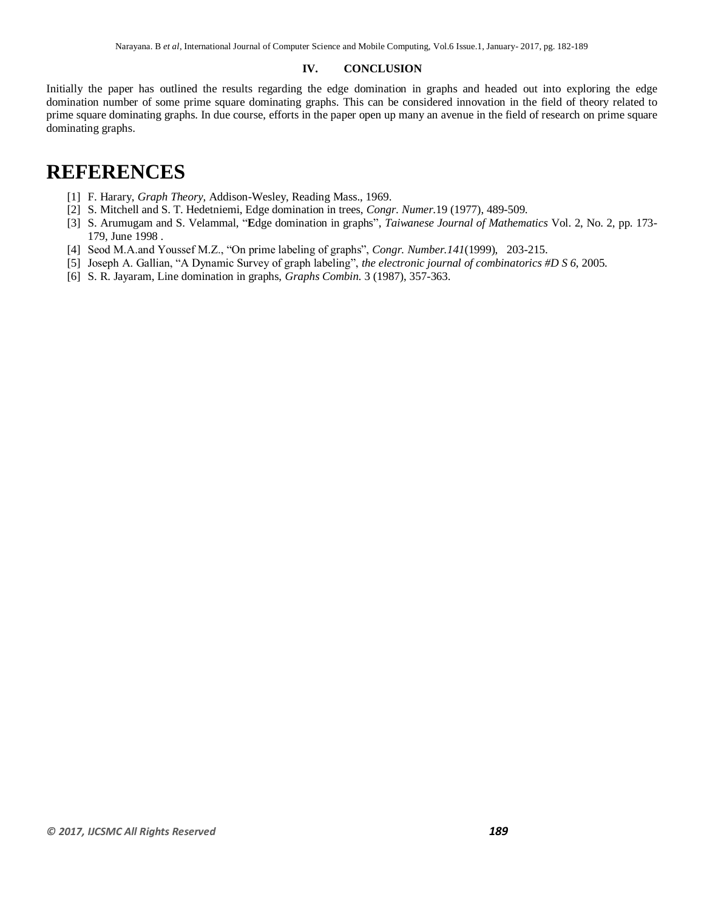## IV. CONCLUSION

Initially the paper has outlined the results regarding the edge domination in graphs and headed out into exploring the edge domination number of some prime square dominating graphs. This can be considered innovation in the field of theory related to prime square dominating graphs. In due course, efforts in the paper open up many an avenue in the field of research on prime square dominating graphs.

# REFERENCES

[1] F. Harary, *Graph Theory*, Addison-Wesley, Reading Mass., 1969.

[2] S. Mitchell and S. T. Hedetniemi, Edge domination in trees, *Congr. Numer.*19 (1977), 489-509.

[3] S. Arumugam and S. Velammal, "**E**dge domination in graphs", *Taiwanese Journal of Mathematics* Vol. 2, No. 2, pp. 173-179, June 1998 .

[4] Seod M.A.and Youssef M.Z., "On prime labeling of graphs", *Congr. Number.141*(1999), 203-215.

[5] Joseph A. Gallian, "A Dynamic Survey of graph labeling", *the electronic journal of combinatorics #D S 6*, 2005.

[6] S. R. Jayaram, Line domination in graphs, *Graphs Combin.* 3 (1987), 357-363.